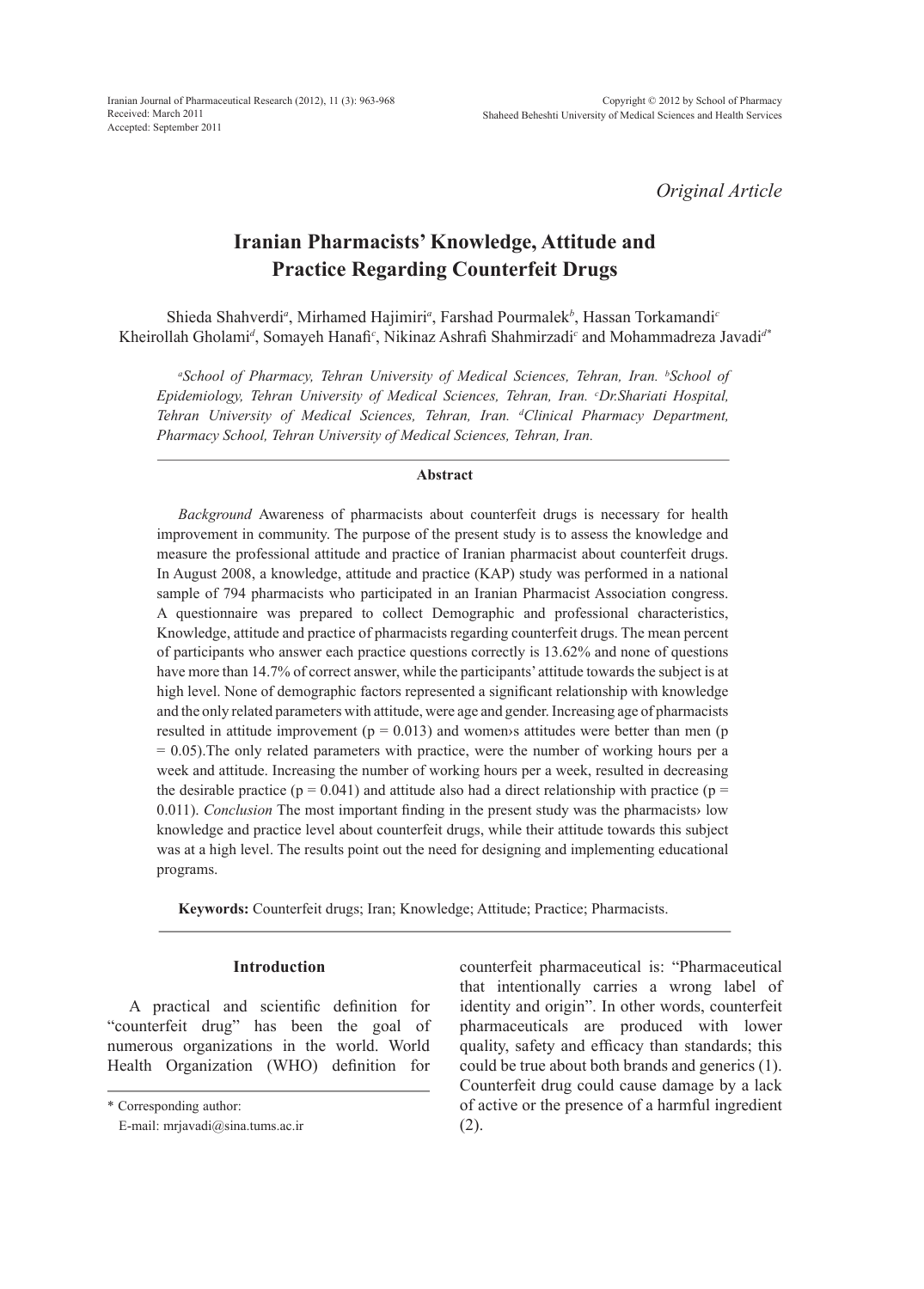*Original Article*

# Iranian Pharmacists' Knowledge, Attitude and Practice Regarding Counterfeit Drugs

Shieda Shahverdi[a], Mirhamed Hajimiri[a], Farshad Pourmalek[b], Hassan Torkamandi[c] Kheirollah Gholami[d], Somayeh Hanafi[c], Nikinaz Ashrafi Shahmirzadi[c] and Mohammadreza Javadi[d*]

*[a]School of Pharmacy, Tehran University of Medical Sciences, Tehran, Iran. [b]School of Epidemiology, Tehran University of Medical Sciences, Tehran, Iran. [c]Dr.Shariati Hospital, Tehran University of Medical Sciences, Tehran, Iran. [d]Clinical Pharmacy Department, Pharmacy School, Tehran University of Medical Sciences, Tehran, Iran.*

## Abstract

*Background* Awareness of pharmacists about counterfeit drugs is necessary for health improvement in community. The purpose of the present study is to assess the knowledge and measure the professional attitude and practice of Iranian pharmacist about counterfeit drugs. In August 2008, a knowledge, attitude and practice (KAP) study was performed in a national sample of 794 pharmacists who participated in an Iranian Pharmacist Association congress. A questionnaire was prepared to collect Demographic and professional characteristics, Knowledge, attitude and practice of pharmacists regarding counterfeit drugs. The mean percent of participants who answer each practice questions correctly is 13.62% and none of questions have more than 14.7% of correct answer, while the participants' attitude towards the subject is at high level. None of demographic factors represented a significant relationship with knowledge and the only related parameters with attitude, were age and gender. Increasing age of pharmacists resulted in attitude improvement ($p = 0.013$) and women›s attitudes were better than men ($p = 0.05$).The only related parameters with practice, were the number of working hours per a week and attitude. Increasing the number of working hours per a week, resulted in decreasing the desirable practice ($p = 0.041$) and attitude also had a direct relationship with practice ($p = 0.011$). *Conclusion* The most important finding in the present study was the pharmacists› low knowledge and practice level about counterfeit drugs, while their attitude towards this subject was at a high level. The results point out the need for designing and implementing educational programs.

**Keywords:** Counterfeit drugs; Iran; Knowledge; Attitude; Practice; Pharmacists.

## Introduction

A practical and scientific definition for "counterfeit drug" has been the goal of numerous organizations in the world. World Health Organization (WHO) definition for counterfeit pharmaceutical is: "Pharmaceutical that intentionally carries a wrong label of identity and origin". In other words, counterfeit pharmaceuticals are produced with lower quality, safety and efficacy than standards; this could be true about both brands and generics (1). Counterfeit drug could cause damage by a lack of active or the presence of a harmful ingredient (2).

\* Corresponding author:
E-mail: mrjavadi@sina.tums.ac.ir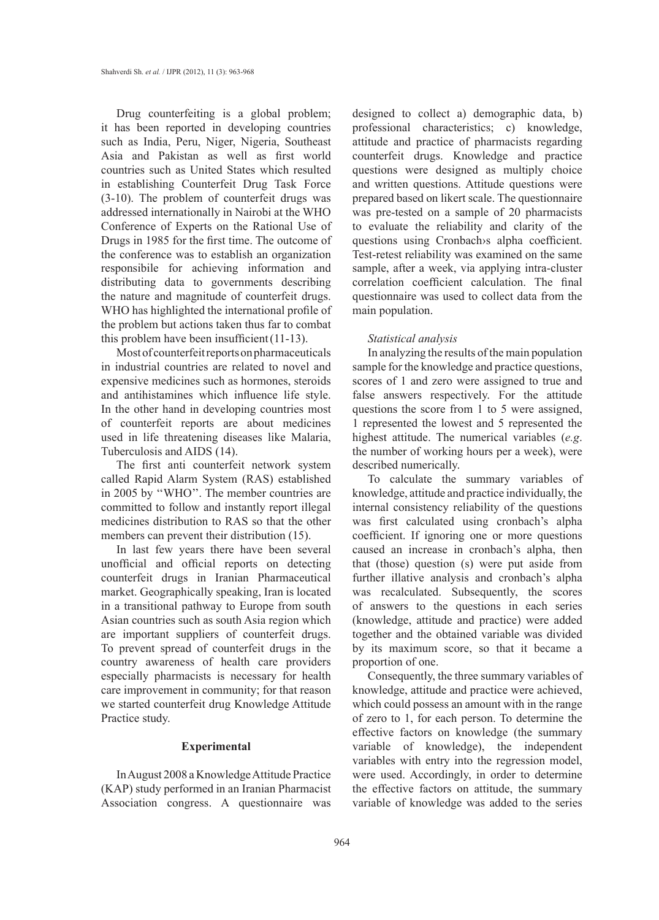Drug counterfeiting is a global problem; it has been reported in developing countries such as India, Peru, Niger, Nigeria, Southeast Asia and Pakistan as well as first world countries such as United States which resulted in establishing Counterfeit Drug Task Force (3-10). The problem of counterfeit drugs was addressed internationally in Nairobi at the WHO Conference of Experts on the Rational Use of Drugs in 1985 for the first time. The outcome of the conference was to establish an organization responsibile for achieving information and distributing data to governments describing the nature and magnitude of counterfeit drugs. WHO has highlighted the international profile of the problem but actions taken thus far to combat this problem have been insufficient (11-13).

Most of counterfeit reports on pharmaceuticals in industrial countries are related to novel and expensive medicines such as hormones, steroids and antihistamines which influence life style. In the other hand in developing countries most of counterfeit reports are about medicines used in life threatening diseases like Malaria, Tuberculosis and AIDS (14).

The first anti counterfeit network system called Rapid Alarm System (RAS) established in 2005 by ''WHO''. The member countries are committed to follow and instantly report illegal medicines distribution to RAS so that the other members can prevent their distribution (15).

In last few years there have been several unofficial and official reports on detecting counterfeit drugs in Iranian Pharmaceutical market. Geographically speaking, Iran is located in a transitional pathway to Europe from south Asian countries such as south Asia region which are important suppliers of counterfeit drugs. To prevent spread of counterfeit drugs in the country awareness of health care providers especially pharmacists is necessary for health care improvement in community; for that reason we started counterfeit drug Knowledge Attitude Practice study.

## Experimental

In August 2008 a Knowledge Attitude Practice (KAP) study performed in an Iranian Pharmacist Association congress. A questionnaire was designed to collect a) demographic data, b) professional characteristics; c) knowledge, attitude and practice of pharmacists regarding counterfeit drugs. Knowledge and practice questions were designed as multiply choice and written questions. Attitude questions were prepared based on likert scale. The questionnaire was pre-tested on a sample of 20 pharmacists to evaluate the reliability and clarity of the questions using Cronbach›s alpha coefficient. Test-retest reliability was examined on the same sample, after a week, via applying intra-cluster correlation coefficient calculation. The final questionnaire was used to collect data from the main population.

### *Statistical analysis*

In analyzing the results of the main population sample for the knowledge and practice questions, scores of 1 and zero were assigned to true and false answers respectively. For the attitude questions the score from 1 to 5 were assigned, 1 represented the lowest and 5 represented the highest attitude. The numerical variables (*e.g*. the number of working hours per a week), were described numerically.

To calculate the summary variables of knowledge, attitude and practice individually, the internal consistency reliability of the questions was first calculated using cronbach's alpha coefficient. If ignoring one or more questions caused an increase in cronbach's alpha, then that (those) question (s) were put aside from further illative analysis and cronbach's alpha was recalculated. Subsequently, the scores of answers to the questions in each series (knowledge, attitude and practice) were added together and the obtained variable was divided by its maximum score, so that it became a proportion of one.

Consequently, the three summary variables of knowledge, attitude and practice were achieved, which could possess an amount with in the range of zero to 1, for each person. To determine the effective factors on knowledge (the summary variable of knowledge), the independent variables with entry into the regression model, were used. Accordingly, in order to determine the effective factors on attitude, the summary variable of knowledge was added to the series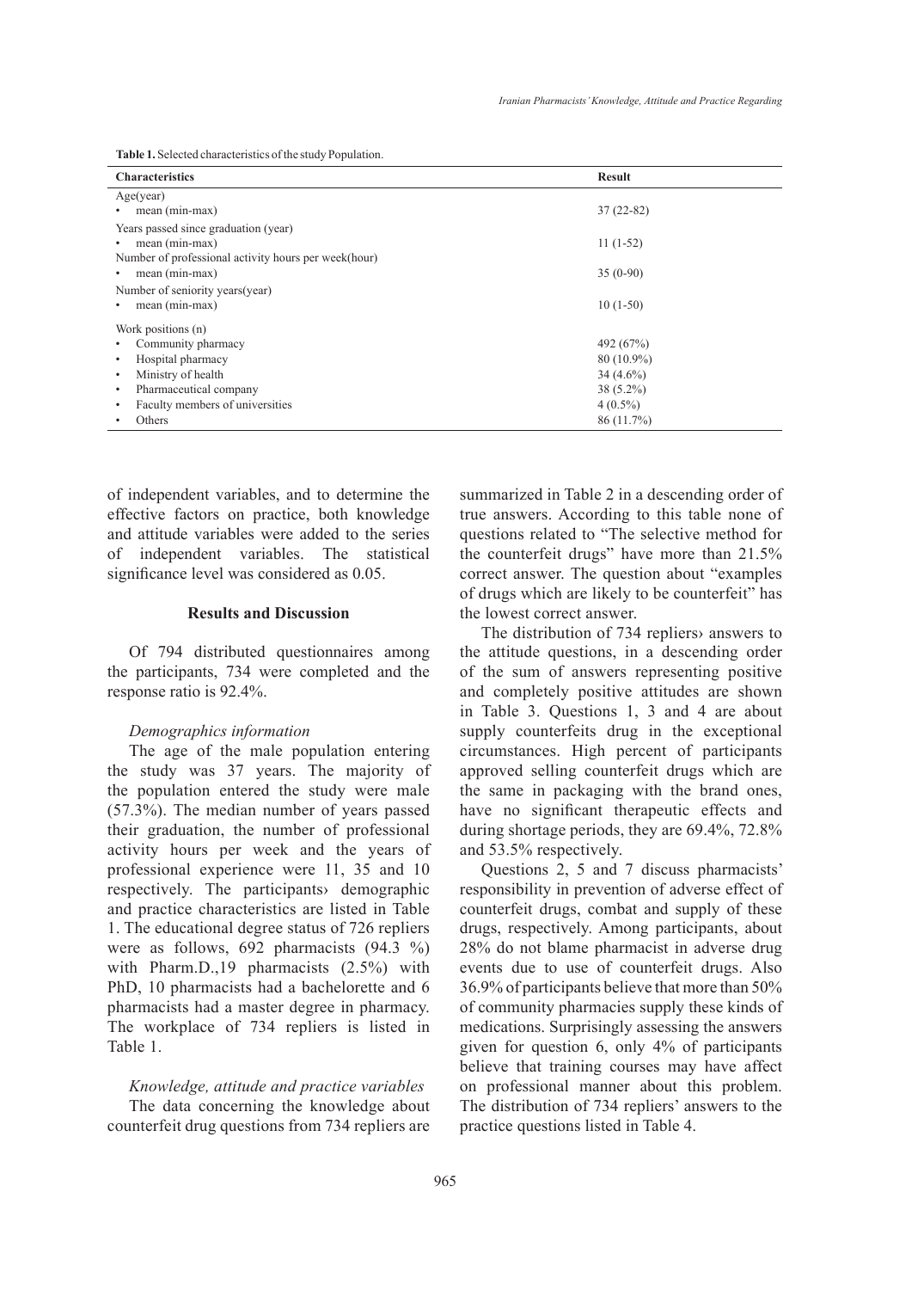**Table 1.** Selected characteristics of the study Population.

| Characteristics | Result |
|---|---|
| Age(year) | |
| • mean (min-max) | 37 (22-82) |
| Years passed since graduation (year) | |
| • mean (min-max) | 11 (1-52) |
| Number of professional activity hours per week(hour) | |
| • mean (min-max) | 35 (0-90) |
| Number of seniority years(year) | |
| • mean (min-max) | 10 (1-50) |
| Work positions (n) | |
| • Community pharmacy | 492 (67%) |
| • Hospital pharmacy | 80 (10.9%) |
| • Ministry of health | 34 (4.6%) |
| • Pharmaceutical company | 38 (5.2%) |
| • Faculty members of universities | 4 (0.5%) |
| • Others | 86 (11.7%) |

of independent variables, and to determine the effective factors on practice, both knowledge and attitude variables were added to the series of independent variables. The statistical significance level was considered as 0.05.

## Results and Discussion

Of 794 distributed questionnaires among the participants, 734 were completed and the response ratio is 92.4%.

### *Demographics information*

The age of the male population entering the study was 37 years. The majority of the population entered the study were male (57.3%). The median number of years passed their graduation, the number of professional activity hours per week and the years of professional experience were 11, 35 and 10 respectively. The participants› demographic and practice characteristics are listed in Table 1. The educational degree status of 726 repliers were as follows, 692 pharmacists (94.3 %) with Pharm.D.,19 pharmacists (2.5%) with PhD, 10 pharmacists had a bachelorette and 6 pharmacists had a master degree in pharmacy. The workplace of 734 repliers is listed in Table 1.

### *Knowledge, attitude and practice variables*

The data concerning the knowledge about counterfeit drug questions from 734 repliers are summarized in Table 2 in a descending order of true answers. According to this table none of questions related to "The selective method for the counterfeit drugs" have more than 21.5% correct answer. The question about "examples of drugs which are likely to be counterfeit" has the lowest correct answer.

The distribution of 734 repliers› answers to the attitude questions, in a descending order of the sum of answers representing positive and completely positive attitudes are shown in Table 3. Questions 1, 3 and 4 are about supply counterfeits drug in the exceptional circumstances. High percent of participants approved selling counterfeit drugs which are the same in packaging with the brand ones, have no significant therapeutic effects and during shortage periods, they are 69.4%, 72.8% and 53.5% respectively.

Questions 2, 5 and 7 discuss pharmacists' responsibility in prevention of adverse effect of counterfeit drugs, combat and supply of these drugs, respectively. Among participants, about 28% do not blame pharmacist in adverse drug events due to use of counterfeit drugs. Also 36.9% of participants believe that more than 50% of community pharmacies supply these kinds of medications. Surprisingly assessing the answers given for question 6, only 4% of participants believe that training courses may have affect on professional manner about this problem. The distribution of 734 repliers' answers to the practice questions listed in Table 4.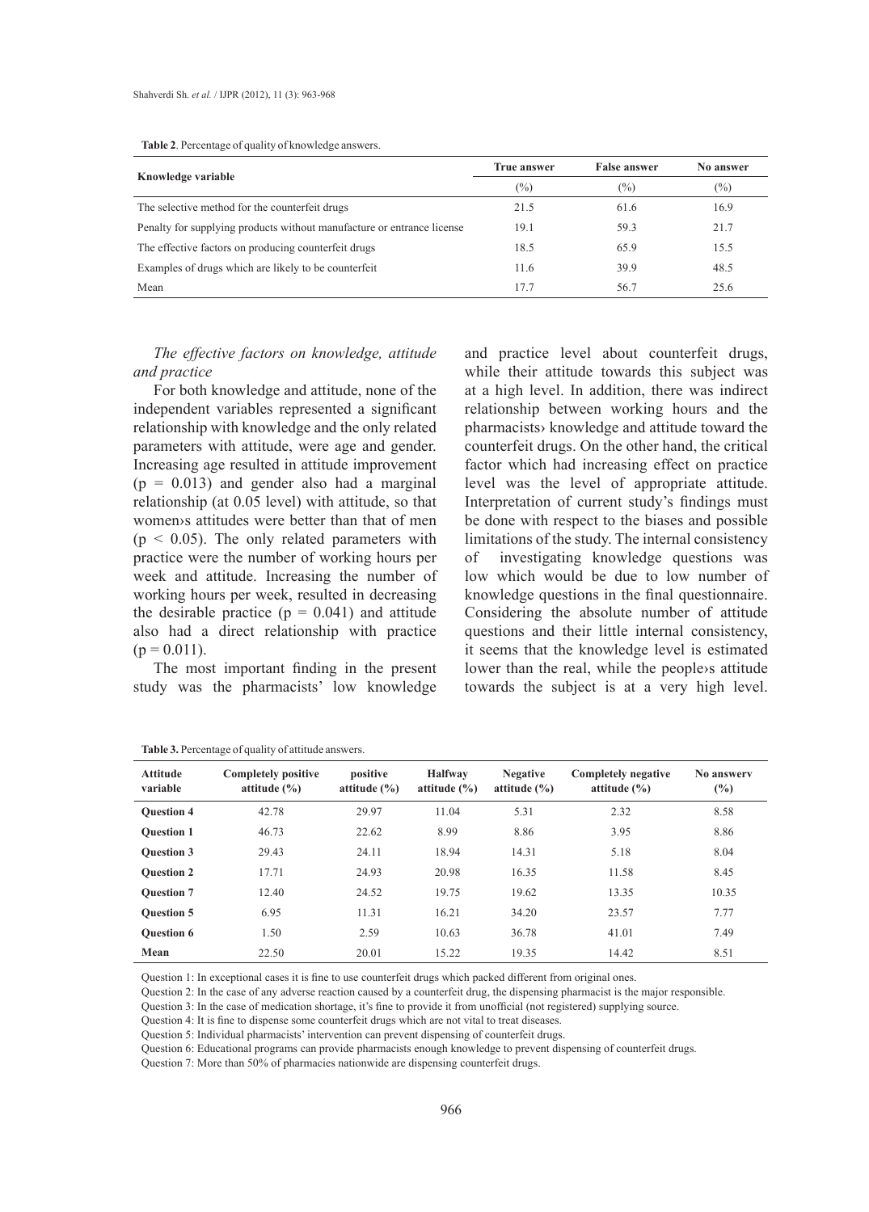**Table 2**. Percentage of quality of knowledge answers.

| Knowledge variable | True answer | False answer | No answer |
|---|---|---|---|
| | (%) | (%) | (%) |
| The selective method for the counterfeit drugs | 21.5 | 61.6 | 16.9 |
| Penalty for supplying products without manufacture or entrance license | 19.1 | 59.3 | 21.7 |
| The effective factors on producing counterfeit drugs | 18.5 | 65.9 | 15.5 |
| Examples of drugs which are likely to be counterfeit | 11.6 | 39.9 | 48.5 |
| Mean | 17.7 | 56.7 | 25.6 |

*The effective factors on knowledge, attitude and practice*

For both knowledge and attitude, none of the independent variables represented a significant relationship with knowledge and the only related parameters with attitude, were age and gender. Increasing age resulted in attitude improvement ($p = 0.013$) and gender also had a marginal relationship (at 0.05 level) with attitude, so that women›s attitudes were better than that of men ($p < 0.05$). The only related parameters with practice were the number of working hours per week and attitude. Increasing the number of working hours per week, resulted in decreasing the desirable practice ($p = 0.041$) and attitude also had a direct relationship with practice ($p = 0.011$).

The most important finding in the present study was the pharmacists' low knowledge and practice level about counterfeit drugs, while their attitude towards this subject was at a high level. In addition, there was indirect relationship between working hours and the pharmacists› knowledge and attitude toward the counterfeit drugs. On the other hand, the critical factor which had increasing effect on practice level was the level of appropriate attitude. Interpretation of current study's findings must be done with respect to the biases and possible limitations of the study. The internal consistency of investigating knowledge questions was low which would be due to low number of knowledge questions in the final questionnaire. Considering the absolute number of attitude questions and their little internal consistency, it seems that the knowledge level is estimated lower than the real, while the people›s attitude towards the subject is at a very high level.

**Table 3.** Percentage of quality of attitude answers.

| Attitude variable | Completely positive attitude (%) | positive attitude (%) | Halfway attitude (%) | Negative attitude (%) | Completely negative attitude (%) | No answerv (%) |
|---|---|---|---|---|---|---|
| **Question 4** | 42.78 | 29.97 | 11.04 | 5.31 | 2.32 | 8.58 |
| **Question 1** | 46.73 | 22.62 | 8.99 | 8.86 | 3.95 | 8.86 |
| **Question 3** | 29.43 | 24.11 | 18.94 | 14.31 | 5.18 | 8.04 |
| **Question 2** | 17.71 | 24.93 | 20.98 | 16.35 | 11.58 | 8.45 |
| **Question 7** | 12.40 | 24.52 | 19.75 | 19.62 | 13.35 | 10.35 |
| **Question 5** | 6.95 | 11.31 | 16.21 | 34.20 | 23.57 | 7.77 |
| **Question 6** | 1.50 | 2.59 | 10.63 | 36.78 | 41.01 | 7.49 |
| **Mean** | 22.50 | 20.01 | 15.22 | 19.35 | 14.42 | 8.51 |

Question 1: In exceptional cases it is fine to use counterfeit drugs which packed different from original ones.

Question 2: In the case of any adverse reaction caused by a counterfeit drug, the dispensing pharmacist is the major responsible.

Question 3: In the case of medication shortage, it's fine to provide it from unofficial (not registered) supplying source.

Question 4: It is fine to dispense some counterfeit drugs which are not vital to treat diseases.

Question 5: Individual pharmacists' intervention can prevent dispensing of counterfeit drugs.

Question 6: Educational programs can provide pharmacists enough knowledge to prevent dispensing of counterfeit drugs.

Question 7: More than 50% of pharmacies nationwide are dispensing counterfeit drugs.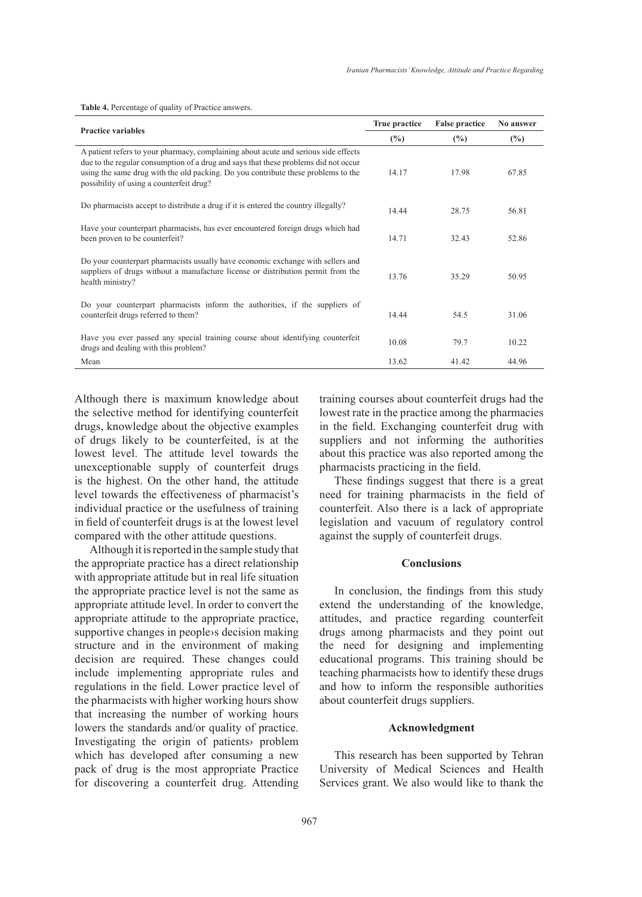**Table 4.** Percentage of quality of Practice answers.

| Practice variables | True practice (%) | False practice (%) | No answer (%) |
|---|---|---|---|
| A patient refers to your pharmacy, complaining about acute and serious side effects due to the regular consumption of a drug and says that these problems did not occur using the same drug with the old packing. Do you contribute these problems to the possibility of using a counterfeit drug? | 14.17 | 17.98 | 67.85 |
| Do pharmacists accept to distribute a drug if it is entered the country illegally? | 14.44 | 28.75 | 56.81 |
| Have your counterpart pharmacists, has ever encountered foreign drugs which had been proven to be counterfeit? | 14.71 | 32.43 | 52.86 |
| Do your counterpart pharmacists usually have economic exchange with sellers and suppliers of drugs without a manufacture license or distribution permit from the health ministry? | 13.76 | 35.29 | 50.95 |
| Do your counterpart pharmacists inform the authorities, if the suppliers of counterfeit drugs referred to them? | 14.44 | 54.5 | 31.06 |
| Have you ever passed any special training course about identifying counterfeit drugs and dealing with this problem? | 10.08 | 79.7 | 10.22 |
| Mean | 13.62 | 41.42 | 44.96 |

Although there is maximum knowledge about the selective method for identifying counterfeit drugs, knowledge about the objective examples of drugs likely to be counterfeited, is at the lowest level. The attitude level towards the unexceptionable supply of counterfeit drugs is the highest. On the other hand, the attitude level towards the effectiveness of pharmacist's individual practice or the usefulness of training in field of counterfeit drugs is at the lowest level compared with the other attitude questions.

Although it is reported in the sample study that the appropriate practice has a direct relationship with appropriate attitude but in real life situation the appropriate practice level is not the same as appropriate attitude level. In order to convert the appropriate attitude to the appropriate practice, supportive changes in people›s decision making structure and in the environment of making decision are required. These changes could include implementing appropriate rules and regulations in the field. Lower practice level of the pharmacists with higher working hours show that increasing the number of working hours lowers the standards and/or quality of practice. Investigating the origin of patients› problem which has developed after consuming a new pack of drug is the most appropriate Practice for discovering a counterfeit drug. Attending training courses about counterfeit drugs had the lowest rate in the practice among the pharmacies in the field. Exchanging counterfeit drug with suppliers and not informing the authorities about this practice was also reported among the pharmacists practicing in the field.

These findings suggest that there is a great need for training pharmacists in the field of counterfeit. Also there is a lack of appropriate legislation and vacuum of regulatory control against the supply of counterfeit drugs.

## Conclusions

In conclusion, the findings from this study extend the understanding of the knowledge, attitudes, and practice regarding counterfeit drugs among pharmacists and they point out the need for designing and implementing educational programs. This training should be teaching pharmacists how to identify these drugs and how to inform the responsible authorities about counterfeit drugs suppliers.

## Acknowledgment

This research has been supported by Tehran University of Medical Sciences and Health Services grant. We also would like to thank the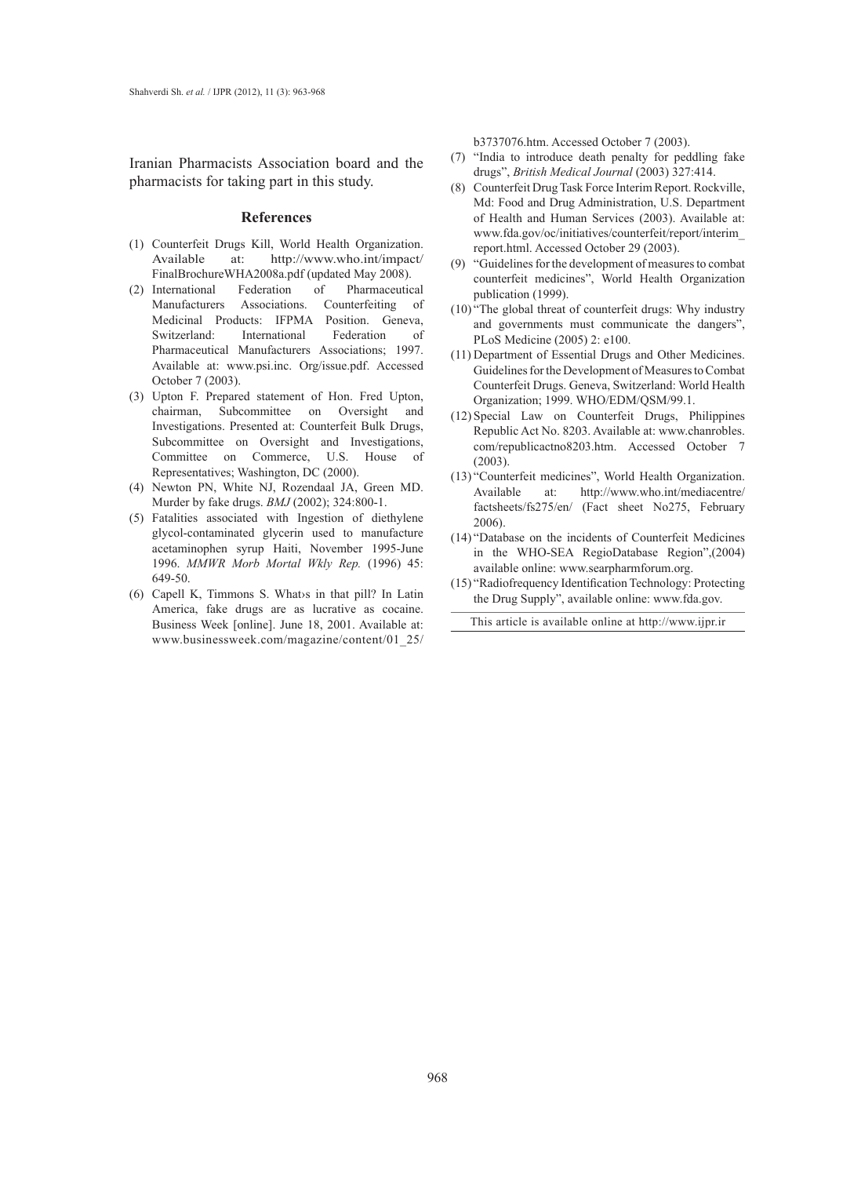Iranian Pharmacists Association board and the pharmacists for taking part in this study.

## References

(1) Counterfeit Drugs Kill, World Health Organization. Available at: http://www.who.int/impact/FinalBrochureWHA2008a.pdf (updated May 2008).

(2) International Federation of Pharmaceutical Manufacturers Associations. Counterfeiting of Medicinal Products: IFPMA Position. Geneva, Switzerland: International Federation of Pharmaceutical Manufacturers Associations; 1997. Available at: www.psi.inc. Org/issue.pdf. Accessed October 7 (2003).

(3) Upton F. Prepared statement of Hon. Fred Upton, chairman, Subcommittee on Oversight and Investigations. Presented at: Counterfeit Bulk Drugs, Subcommittee on Oversight and Investigations, Committee on Commerce, U.S. House of Representatives; Washington, DC (2000).

(4) Newton PN, White NJ, Rozendaal JA, Green MD. Murder by fake drugs. *BMJ* (2002); 324:800-1.

(5) Fatalities associated with Ingestion of diethylene glycol-contaminated glycerin used to manufacture acetaminophen syrup Haiti, November 1995-June 1996. *MMWR Morb Mortal Wkly Rep.* (1996) 45: 649-50.

(6) Capell K, Timmons S. What›s in that pill? In Latin America, fake drugs are as lucrative as cocaine. Business Week [online]. June 18, 2001. Available at: www.businessweek.com/magazine/content/01_25/b3737076.htm. Accessed October 7 (2003).

(7) "India to introduce death penalty for peddling fake drugs", *British Medical Journal* (2003) 327:414.

(8) Counterfeit Drug Task Force Interim Report. Rockville, Md: Food and Drug Administration, U.S. Department of Health and Human Services (2003). Available at: www.fda.gov/oc/initiatives/counterfeit/report/interim_report.html. Accessed October 29 (2003).

(9) "Guidelines for the development of measures to combat counterfeit medicines", World Health Organization publication (1999).

(10) "The global threat of counterfeit drugs: Why industry and governments must communicate the dangers", PLoS Medicine (2005) 2: e100.

(11) Department of Essential Drugs and Other Medicines. Guidelines for the Development of Measures to Combat Counterfeit Drugs. Geneva, Switzerland: World Health Organization; 1999. WHO/EDM/QSM/99.1.

(12) Special Law on Counterfeit Drugs, Philippines Republic Act No. 8203. Available at: www.chanrobles.com/republicactno8203.htm. Accessed October 7 (2003).

(13) "Counterfeit medicines", World Health Organization. Available at: http://www.who.int/mediacentre/factsheets/fs275/en/ (Fact sheet No275, February 2006).

(14) "Database on the incidents of Counterfeit Medicines in the WHO-SEA RegioDatabase Region",(2004) available online: www.searpharmforum.org.

(15) "Radiofrequency Identification Technology: Protecting the Drug Supply", available online: www.fda.gov.

This article is available online at http://www.ijpr.ir